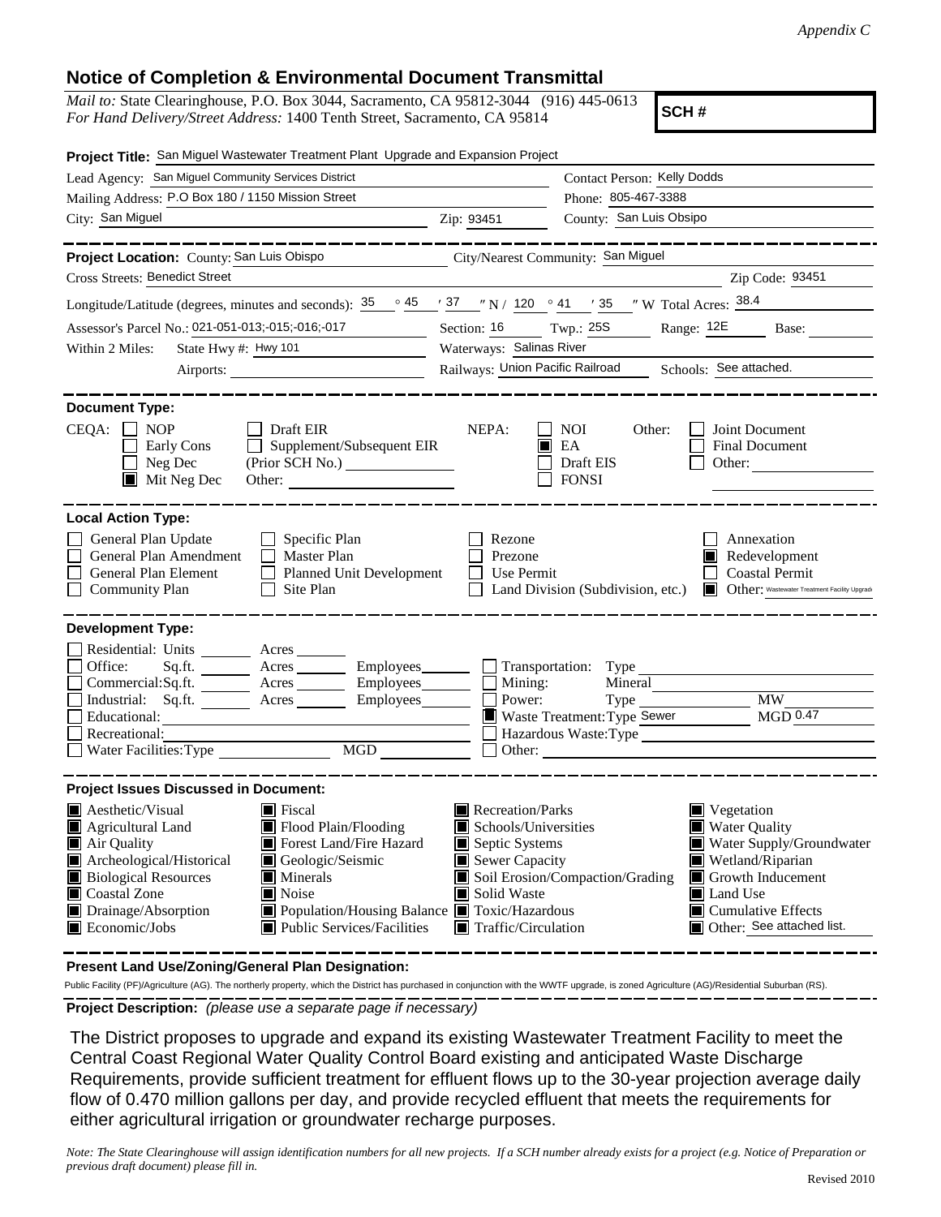*Appendix C*

## Notice of Completion & Environmental Document Transmittal

*Mail to:* State Clearinghouse, P.O. Box 3044, Sacramento, CA 95812-3044 (916) 445-0613
*For Hand Delivery/Street Address:* 1400 Tenth Street, Sacramento, CA 95814

**SCH #**

**Project Title:** San Miguel Wastewater Treatment Plant Upgrade and Expansion Project

Lead Agency: San Miguel Community Services District
Contact Person: Kelly Dodds

Mailing Address: P.O Box 180 / 1150 Mission Street
Phone: 805-467-3388

City: San Miguel
Zip: 93451
County: San Luis Obsipo

---

**Project Location:** County: San Luis Obispo
City/Nearest Community: San Miguel

Cross Streets: Benedict Street
Zip Code: 93451

Longitude/Latitude (degrees, minutes and seconds): 35 ° 45 ′ 37 ″ N / 120 ° 41 ′ 35 ″ W Total Acres: 38.4

Assessor's Parcel No.: 021-051-013;-015;-016;-017
Section: 16 Twp.: 25S Range: 12E Base:

Within 2 Miles: State Hwy #: Hwy 101
Waterways: Salinas River

Airports:
Railways: Union Pacific Railroad
Schools: See attached.

---

**Document Type:**

CEQA:
- ☐ NOP
- ☐ Early Cons
- ☐ Neg Dec
- ■ Mit Neg Dec
- ☐ Draft EIR
- ☐ Supplement/Subsequent EIR (Prior SCH No.)
- Other:

NEPA:
- ☐ NOI
- ■ EA
- ☐ Draft EIS
- ☐ FONSI

Other:
- ☐ Joint Document
- ☐ Final Document
- ☐ Other:

---

**Local Action Type:**

- ☐ General Plan Update
- ☐ General Plan Amendment
- ☐ General Plan Element
- ☐ Community Plan
- ☐ Specific Plan
- ☐ Master Plan
- ☐ Planned Unit Development
- ☐ Site Plan
- ☐ Rezone
- ☐ Prezone
- ☐ Use Permit
- ☐ Land Division (Subdivision, etc.)
- ☐ Annexation
- ■ Redevelopment
- ☐ Coastal Permit
- ■ Other: Wastewater Treatment Facility Upgrade

---

**Development Type:**

- ☐ Residential: Units ___ Acres ___
- ☐ Office: Sq.ft. ___ Acres ___ Employees ___
- ☐ Commercial: Sq.ft. ___ Acres ___ Employees ___
- ☐ Industrial: Sq.ft. ___ Acres ___ Employees ___
- ☐ Educational:
- ☐ Recreational:
- ☐ Water Facilities: Type ___ MGD ___
- ☐ Transportation: Type
- ☐ Mining: Mineral
- ☐ Power: Type ___ MW
- ■ Waste Treatment: Type Sewer MGD 0.47
- ☐ Hazardous Waste: Type
- ☐ Other:

---

**Project Issues Discussed in Document:**

- ■ Aesthetic/Visual
- ■ Agricultural Land
- ■ Air Quality
- ■ Archeological/Historical
- ■ Biological Resources
- ■ Coastal Zone
- ■ Drainage/Absorption
- ■ Economic/Jobs
- ■ Fiscal
- ■ Flood Plain/Flooding
- ■ Forest Land/Fire Hazard
- ■ Geologic/Seismic
- ■ Minerals
- ■ Noise
- ■ Population/Housing Balance
- ■ Public Services/Facilities
- ■ Recreation/Parks
- ■ Schools/Universities
- ■ Septic Systems
- ■ Sewer Capacity
- ■ Soil Erosion/Compaction/Grading
- ■ Solid Waste
- ■ Toxic/Hazardous
- ■ Traffic/Circulation
- ■ Vegetation
- ■ Water Quality
- ■ Water Supply/Groundwater
- ■ Wetland/Riparian
- ■ Growth Inducement
- ■ Land Use
- ■ Cumulative Effects
- ■ Other: See attached list.

---

**Present Land Use/Zoning/General Plan Designation:**

Public Facility (PF)/Agriculture (AG). The northerly property, which the District has purchased in conjunction with the WWTF upgrade, is zoned Agriculture (AG)/Residential Suburban (RS).

---

**Project Description:** *(please use a separate page if necessary)*

The District proposes to upgrade and expand its existing Wastewater Treatment Facility to meet the Central Coast Regional Water Quality Control Board existing and anticipated Waste Discharge Requirements, provide sufficient treatment for effluent flows up to the 30-year projection average daily flow of 0.470 million gallons per day, and provide recycled effluent that meets the requirements for either agricultural irrigation or groundwater recharge purposes.

*Note: The State Clearinghouse will assign identification numbers for all new projects. If a SCH number already exists for a project (e.g. Notice of Preparation or previous draft document) please fill in.*

Revised 2010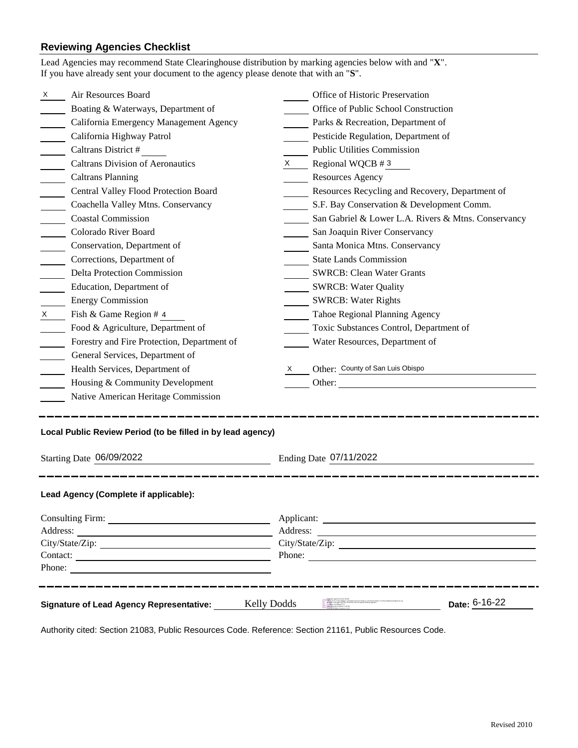## Reviewing Agencies Checklist

Lead Agencies may recommend State Clearinghouse distribution by marking agencies below with and "**X**".
If you have already sent your document to the agency please denote that with an "**S**".

| Mark | Agency | Mark | Agency |
| --- | --- | --- | --- |
| X | Air Resources Board | | Office of Historic Preservation |
| | Boating & Waterways, Department of | | Office of Public School Construction |
| | California Emergency Management Agency | | Parks & Recreation, Department of |
| | California Highway Patrol | | Pesticide Regulation, Department of |
| | Caltrans District # ____ | | Public Utilities Commission |
| | Caltrans Division of Aeronautics | X | Regional WQCB # 3 |
| | Caltrans Planning | | Resources Agency |
| | Central Valley Flood Protection Board | | Resources Recycling and Recovery, Department of |
| | Coachella Valley Mtns. Conservancy | | S.F. Bay Conservation & Development Comm. |
| | Coastal Commission | | San Gabriel & Lower L.A. Rivers & Mtns. Conservancy |
| | Colorado River Board | | San Joaquin River Conservancy |
| | Conservation, Department of | | Santa Monica Mtns. Conservancy |
| | Corrections, Department of | | State Lands Commission |
| | Delta Protection Commission | | SWRCB: Clean Water Grants |
| | Education, Department of | | SWRCB: Water Quality |
| | Energy Commission | | SWRCB: Water Rights |
| X | Fish & Game Region # 4 | | Tahoe Regional Planning Agency |
| | Food & Agriculture, Department of | | Toxic Substances Control, Department of |
| | Forestry and Fire Protection, Department of | | Water Resources, Department of |
| | General Services, Department of | | |
| | Health Services, Department of | X | Other: County of San Luis Obispo |
| | Housing & Community Development | | Other: |
| | Native American Heritage Commission | | |

---

**Local Public Review Period (to be filled in by lead agency)**

Starting Date 06/09/2022 Ending Date 07/11/2022

---

**Lead Agency (Complete if applicable):**

Consulting Firm:
Address:
City/State/Zip:
Contact:
Phone:

Applicant:
Address:
City/State/Zip:
Phone:

---

**Signature of Lead Agency Representative:** Kelly Dodds **Date:** 6-16-22

Authority cited: Section 21083, Public Resources Code. Reference: Section 21161, Public Resources Code.

Revised 2010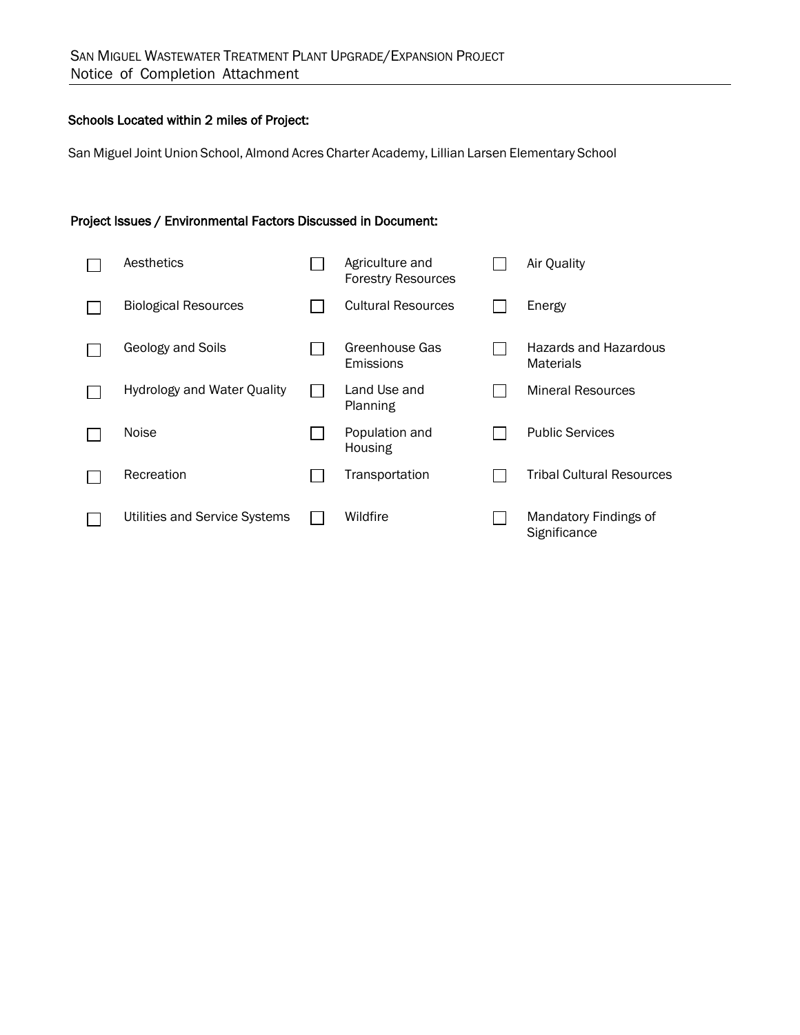### Schools Located within 2 miles of Project:

San Miguel Joint Union School, Almond Acres Charter Academy, Lillian Larsen Elementary School

### Project Issues / Environmental Factors Discussed in Document:

| | | |
|---|---|---|
| ☐ Aesthetics | ☐ Agriculture and Forestry Resources | ☐ Air Quality |
| ☐ Biological Resources | ☐ Cultural Resources | ☐ Energy |
| ☐ Geology and Soils | ☐ Greenhouse Gas Emissions | ☐ Hazards and Hazardous Materials |
| ☐ Hydrology and Water Quality | ☐ Land Use and Planning | ☐ Mineral Resources |
| ☐ Noise | ☐ Population and Housing | ☐ Public Services |
| ☐ Recreation | ☐ Transportation | ☐ Tribal Cultural Resources |
| ☐ Utilities and Service Systems | ☐ Wildfire | ☐ Mandatory Findings of Significance |